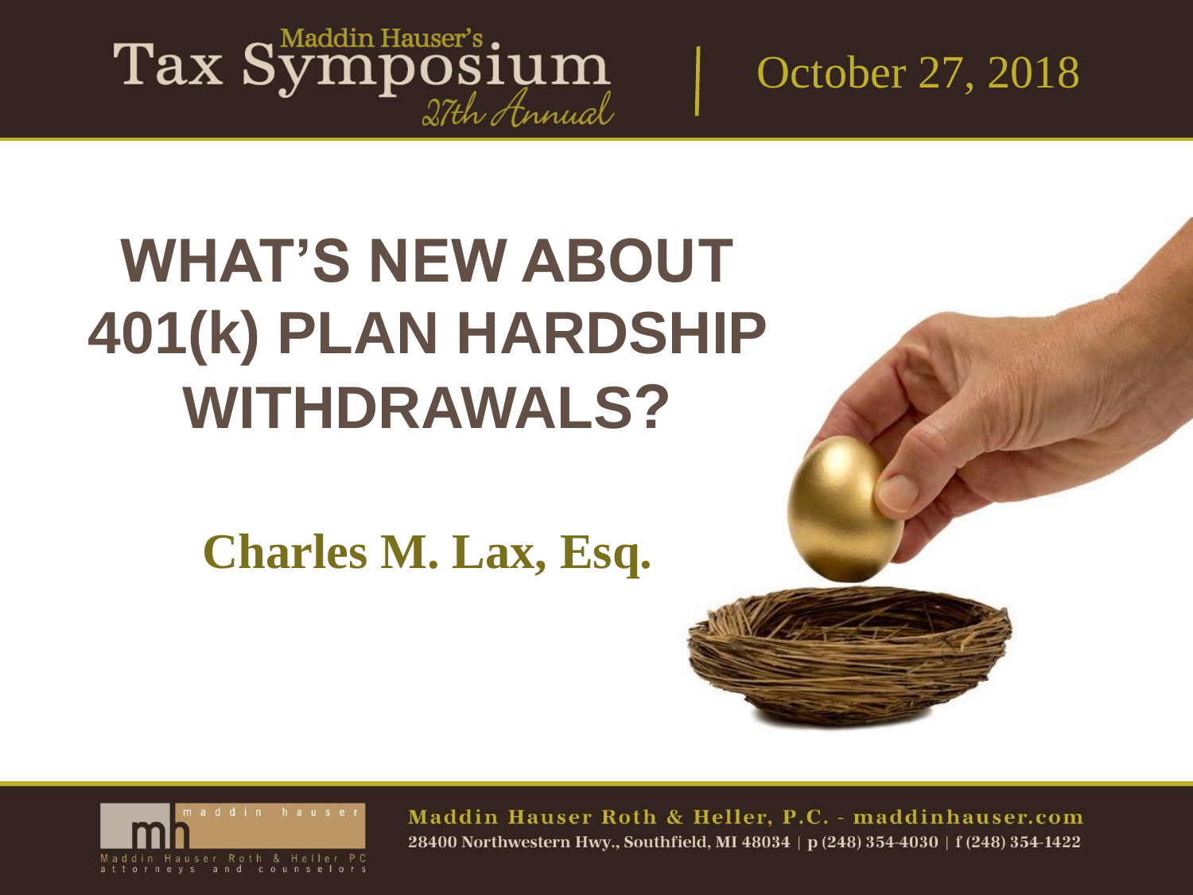Maddin Hauser's Tax Symposium 27th Annual | October 27, 2018

# WHAT'S NEW ABOUT 401(k) PLAN HARDSHIP WITHDRAWALS?

**Charles M. Lax, Esq.**

Maddin Hauser Roth & Heller, P.C. - maddinhauser.com

28400 Northwestern Hwy., Southfield, MI 48034 | p (248) 354-4030 | f (248) 354-1422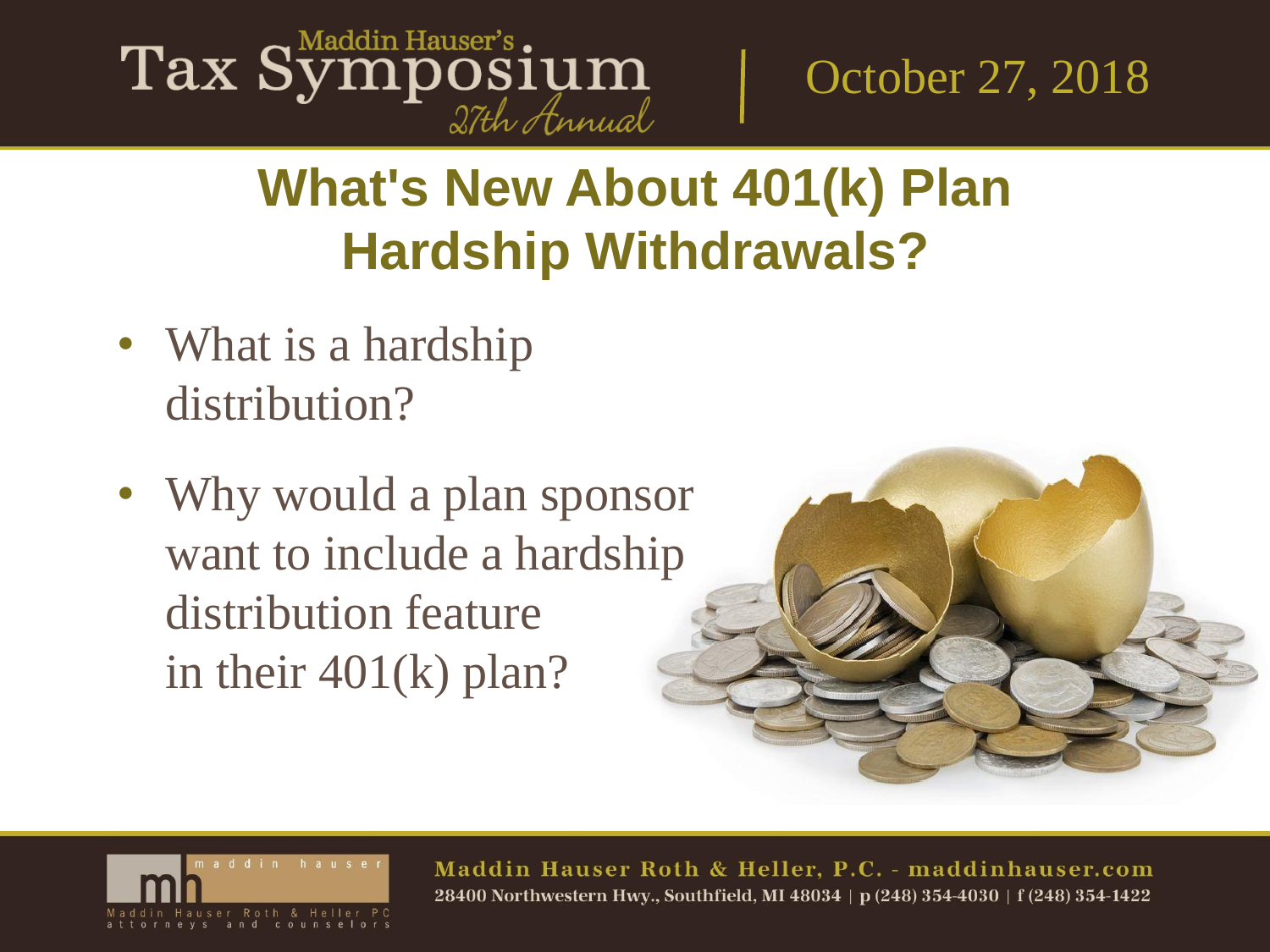# What's New About 401(k) Plan Hardship Withdrawals?

- What is a hardship distribution?
- Why would a plan sponsor want to include a hardship distribution feature in their 401(k) plan?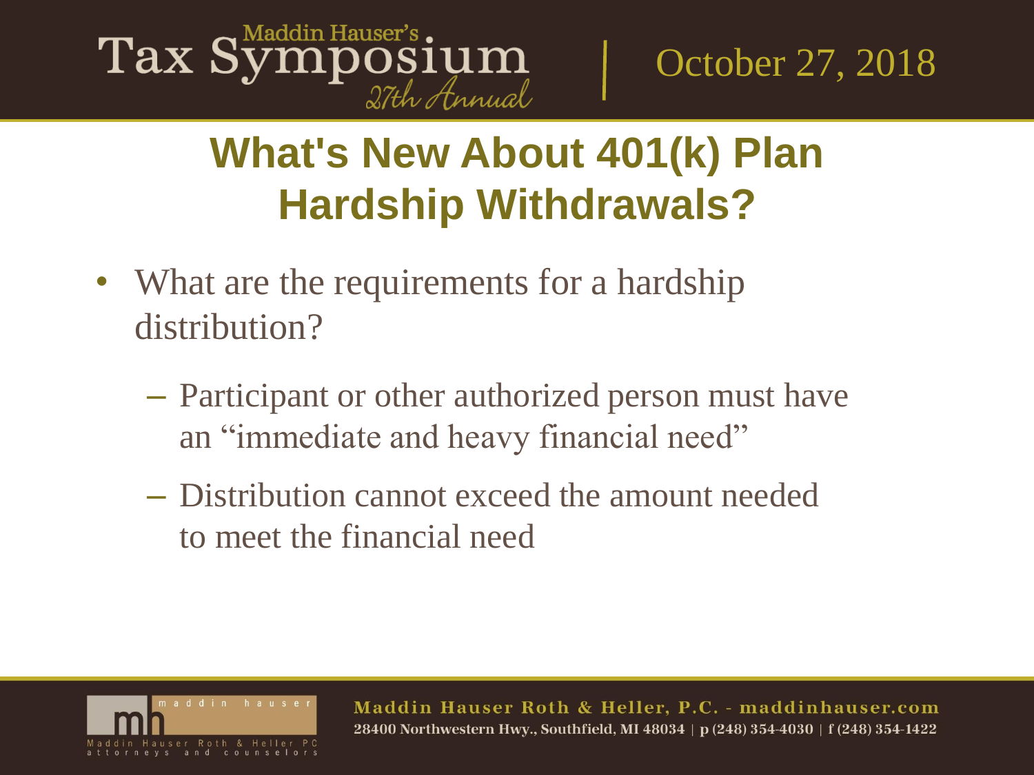# What's New About 401(k) Plan Hardship Withdrawals?

- What are the requirements for a hardship distribution?
  - Participant or other authorized person must have an "immediate and heavy financial need"
  - Distribution cannot exceed the amount needed to meet the financial need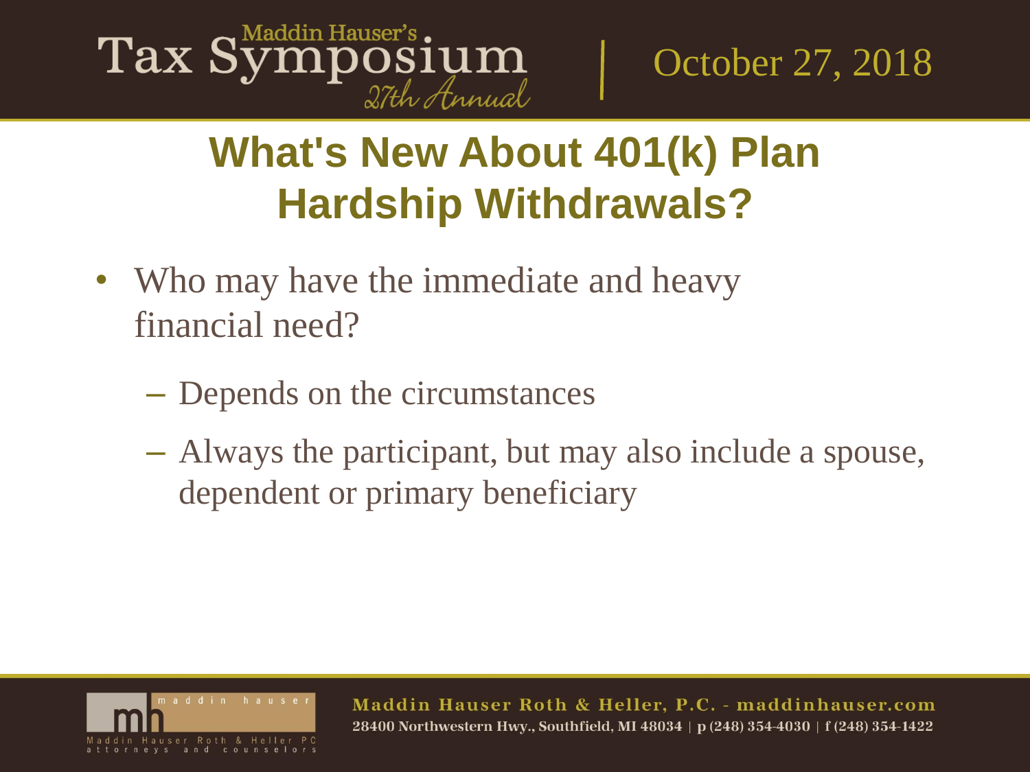# What's New About 401(k) Plan Hardship Withdrawals?

- Who may have the immediate and heavy financial need?
  - Depends on the circumstances
  - Always the participant, but may also include a spouse, dependent or primary beneficiary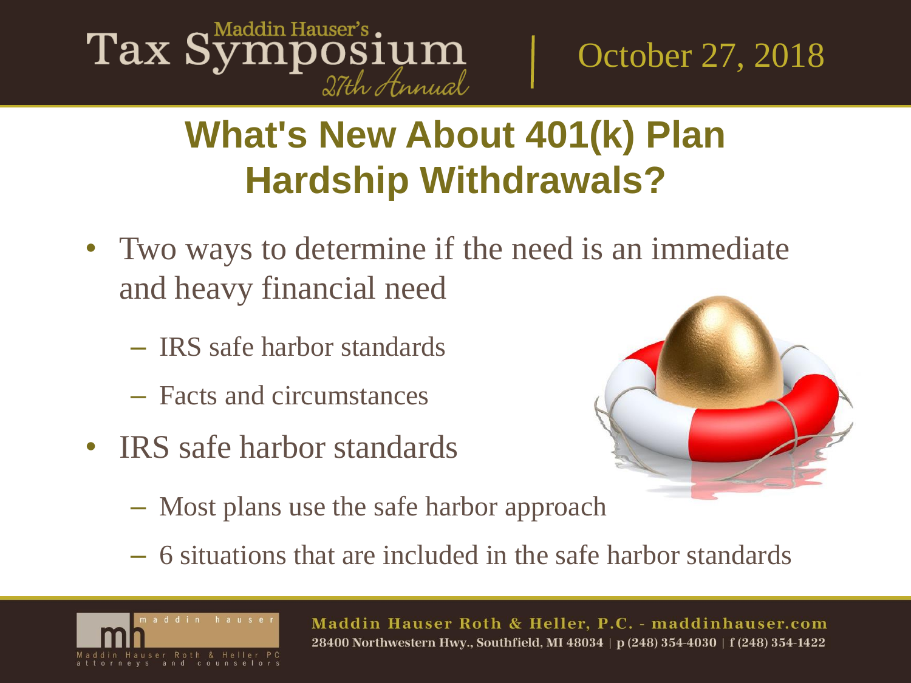## What's New About 401(k) Plan Hardship Withdrawals?

- Two ways to determine if the need is an immediate and heavy financial need
  - IRS safe harbor standards
  - Facts and circumstances
- IRS safe harbor standards
  - Most plans use the safe harbor approach
  - 6 situations that are included in the safe harbor standards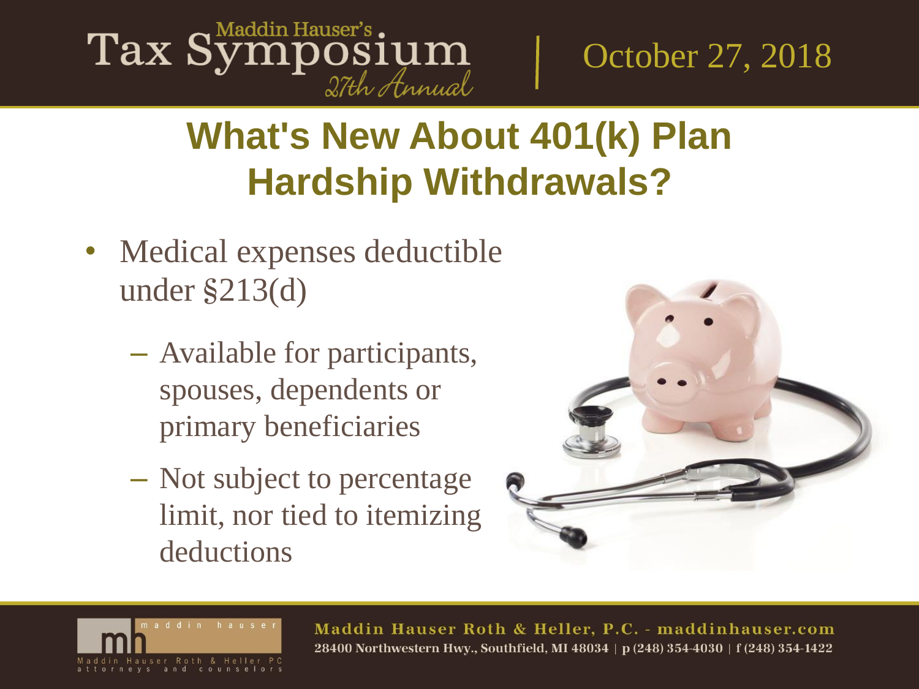# What's New About 401(k) Plan Hardship Withdrawals?

- Medical expenses deductible under §213(d)
  - Available for participants, spouses, dependents or primary beneficiaries
  - Not subject to percentage limit, nor tied to itemizing deductions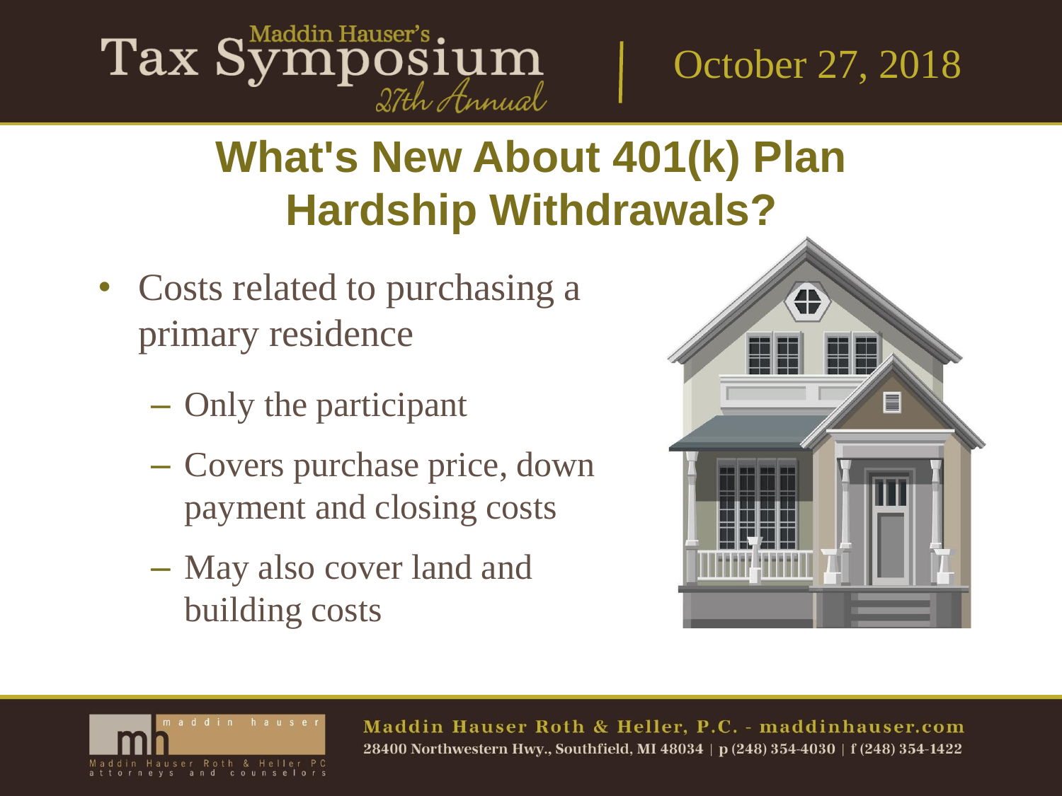# What's New About 401(k) Plan Hardship Withdrawals?

- Costs related to purchasing a primary residence
  - Only the participant
  - Covers purchase price, down payment and closing costs
  - May also cover land and building costs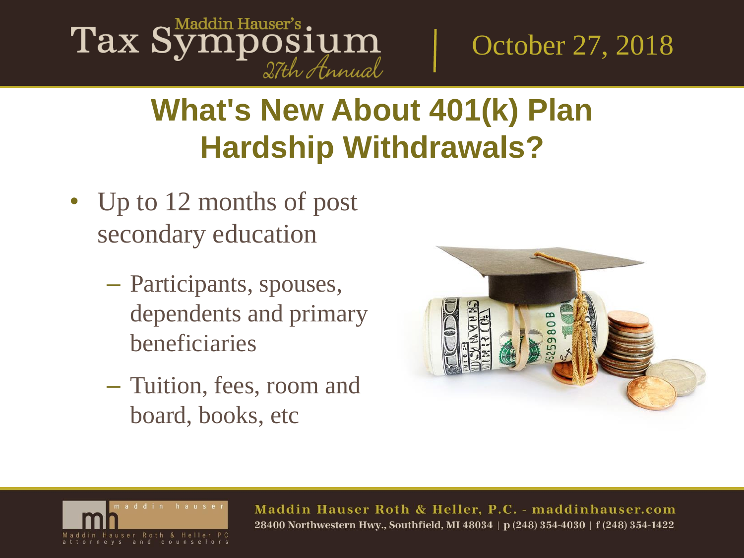# What's New About 401(k) Plan Hardship Withdrawals?

- Up to 12 months of post secondary education
  - Participants, spouses, dependents and primary beneficiaries
  - Tuition, fees, room and board, books, etc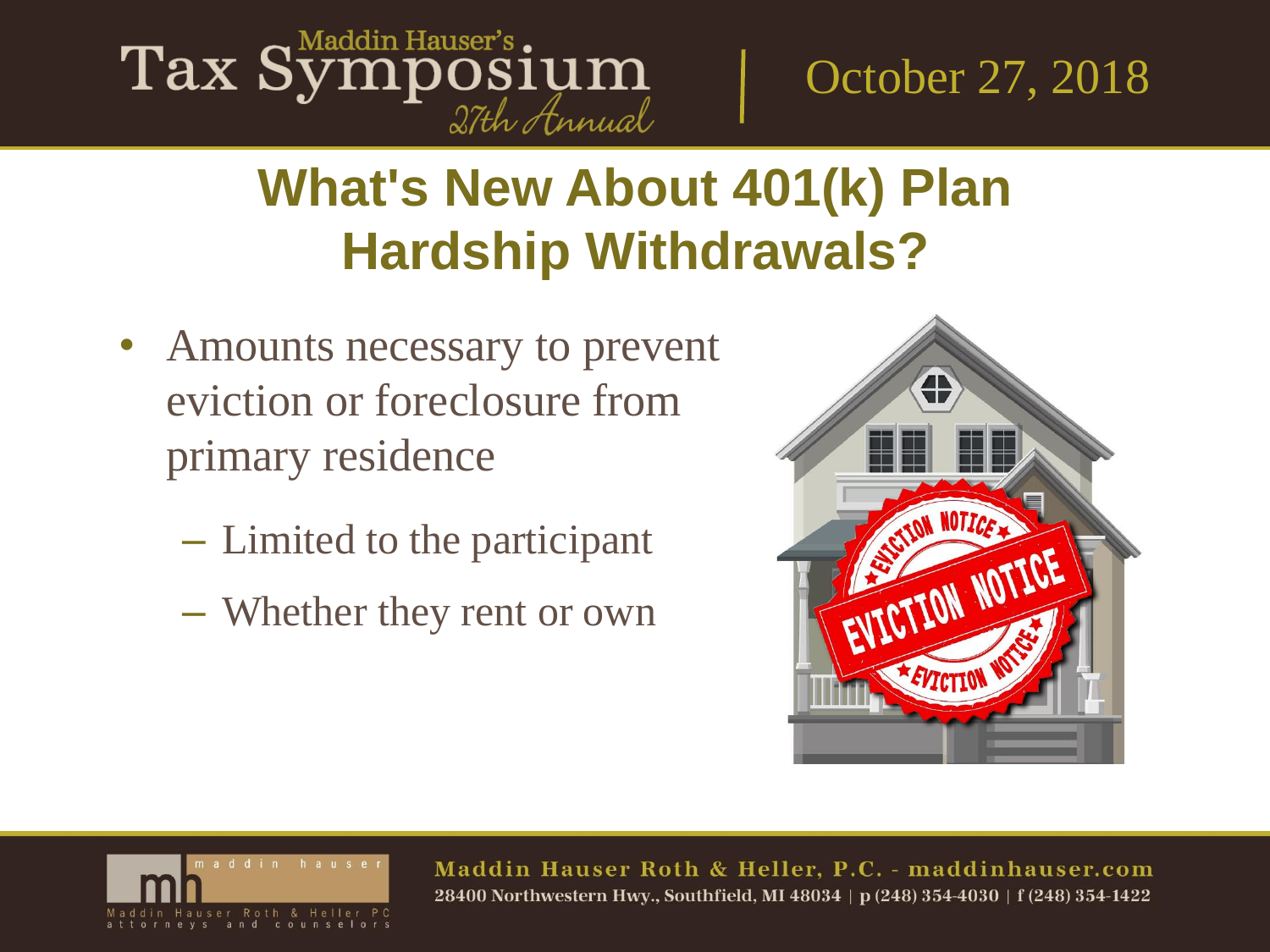# What's New About 401(k) Plan Hardship Withdrawals?

- Amounts necessary to prevent eviction or foreclosure from primary residence
  - Limited to the participant
  - Whether they rent or own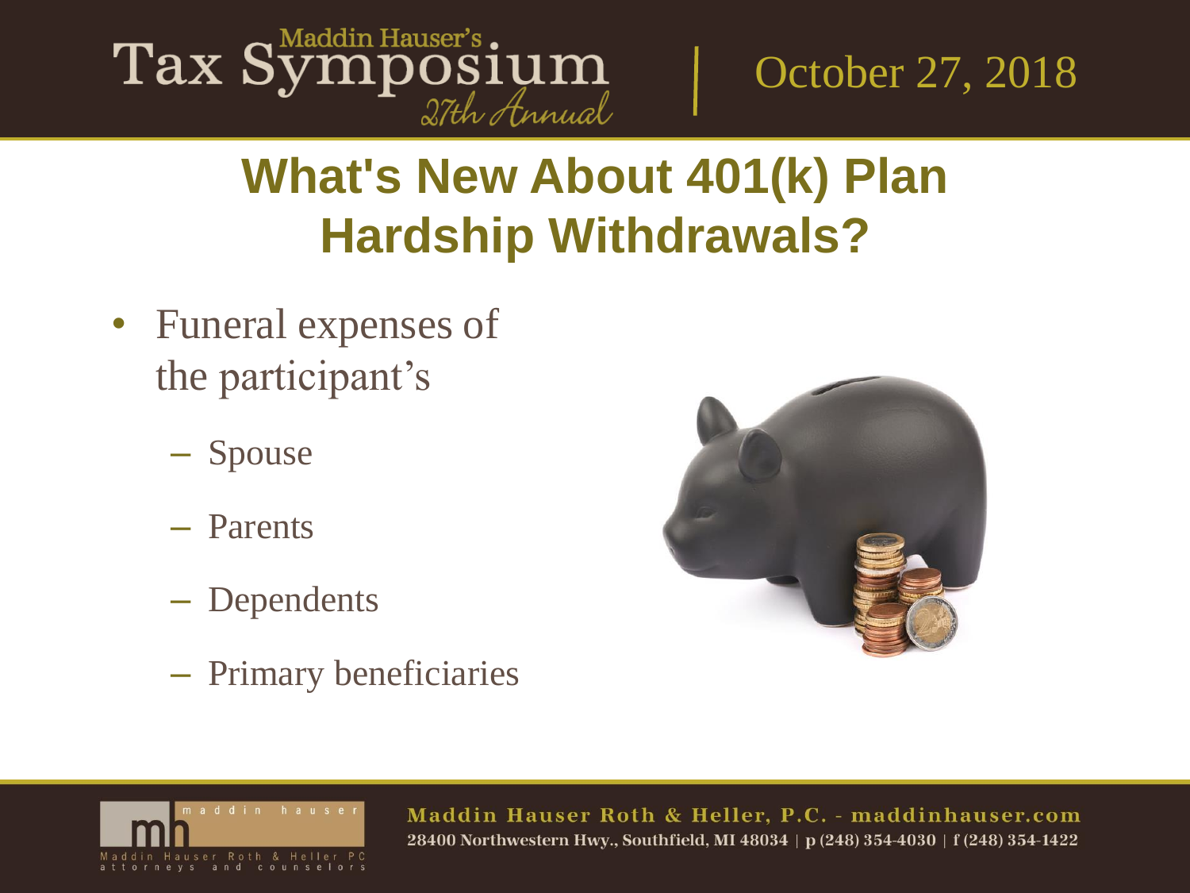# What's New About 401(k) Plan Hardship Withdrawals?

- Funeral expenses of the participant's
  - Spouse
  - Parents
  - Dependents
  - Primary beneficiaries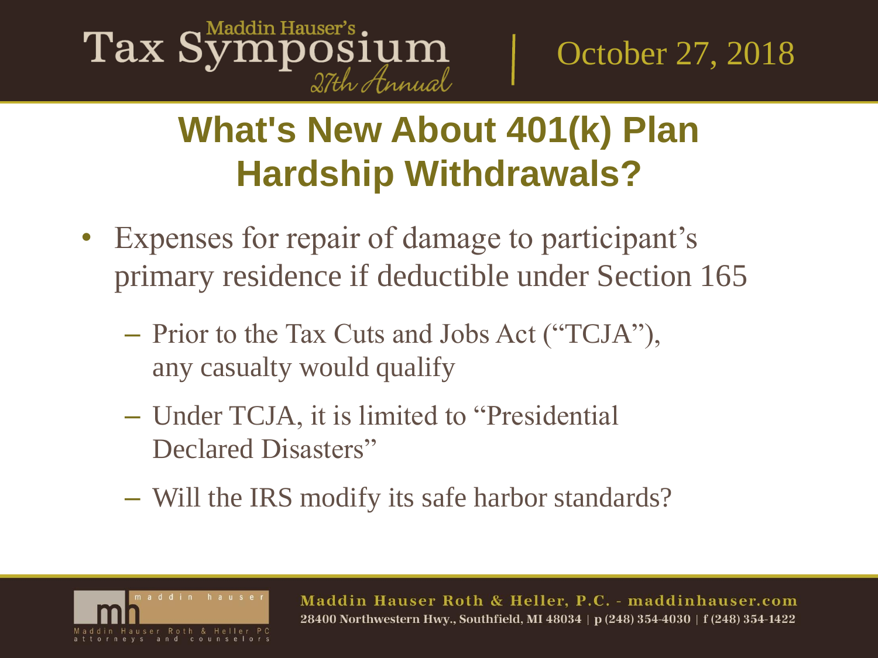# What's New About 401(k) Plan Hardship Withdrawals?

- Expenses for repair of damage to participant's primary residence if deductible under Section 165
  - Prior to the Tax Cuts and Jobs Act ("TCJA"), any casualty would qualify
  - Under TCJA, it is limited to "Presidential Declared Disasters"
  - Will the IRS modify its safe harbor standards?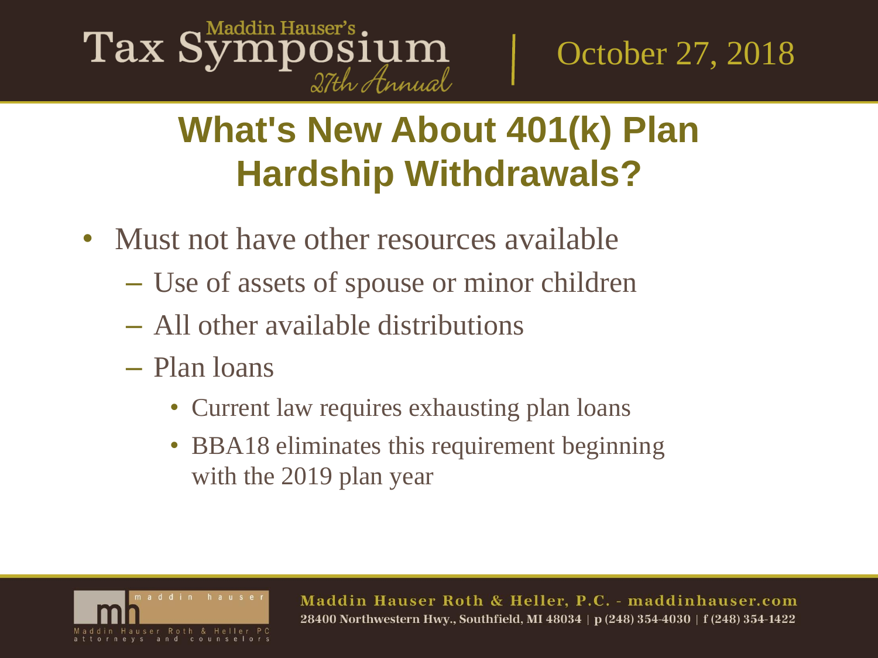# What's New About 401(k) Plan Hardship Withdrawals?

- Must not have other resources available
  - Use of assets of spouse or minor children
  - All other available distributions
  - Plan loans
    - Current law requires exhausting plan loans
    - BBA18 eliminates this requirement beginning with the 2019 plan year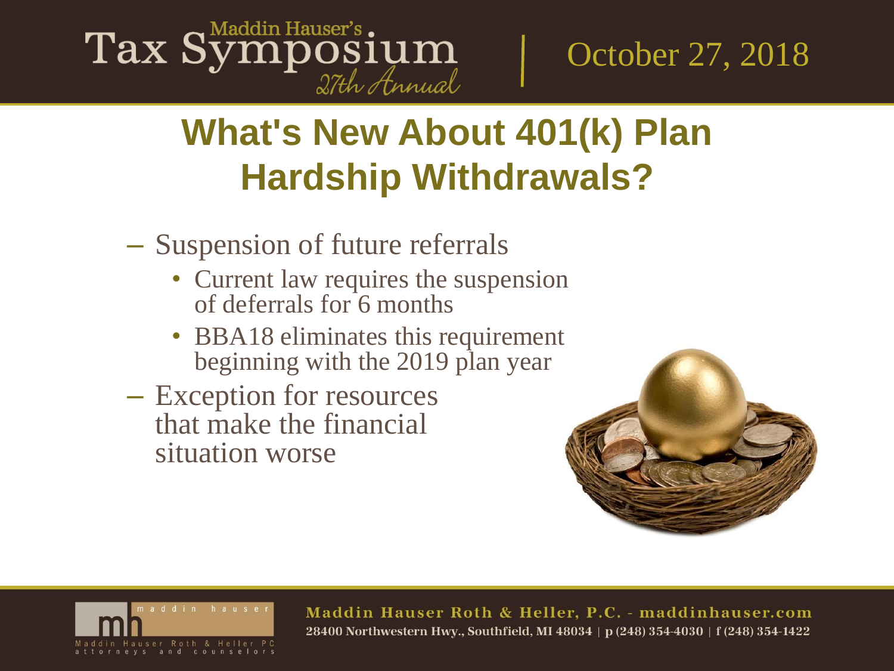# What's New About 401(k) Plan Hardship Withdrawals?

- Suspension of future referrals
  - Current law requires the suspension of deferrals for 6 months
  - BBA18 eliminates this requirement beginning with the 2019 plan year
- Exception for resources that make the financial situation worse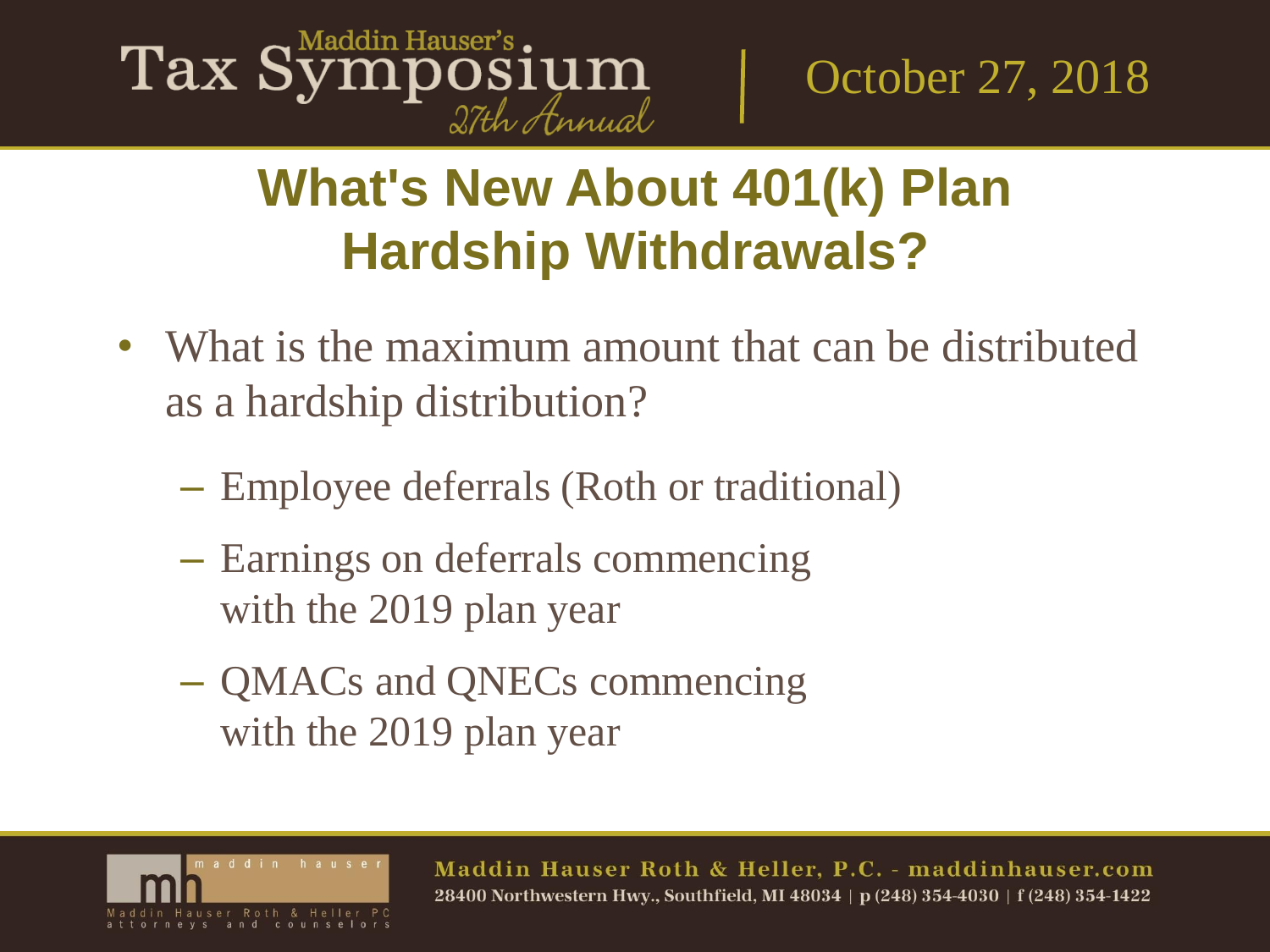# What's New About 401(k) Plan Hardship Withdrawals?

- What is the maximum amount that can be distributed as a hardship distribution?
  - Employee deferrals (Roth or traditional)
  - Earnings on deferrals commencing with the 2019 plan year
  - QMACs and QNECs commencing with the 2019 plan year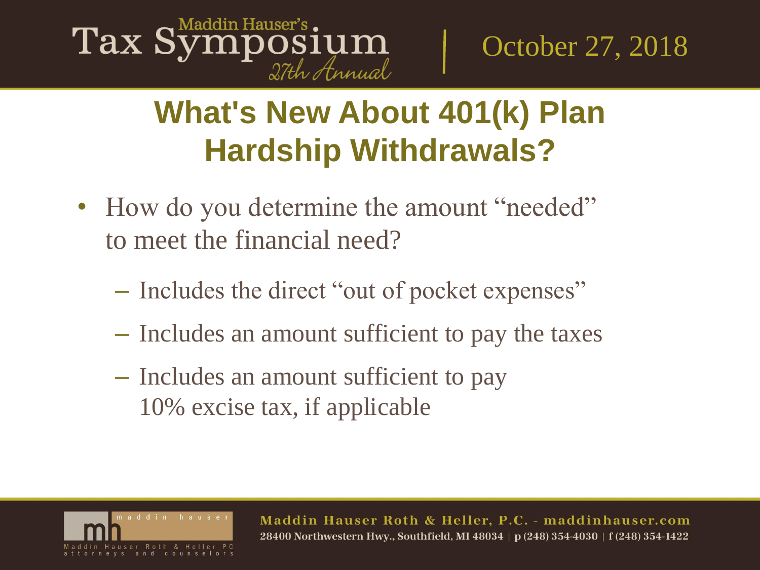# What's New About 401(k) Plan Hardship Withdrawals?

- How do you determine the amount "needed" to meet the financial need?
  - Includes the direct "out of pocket expenses"
  - Includes an amount sufficient to pay the taxes
  - Includes an amount sufficient to pay 10% excise tax, if applicable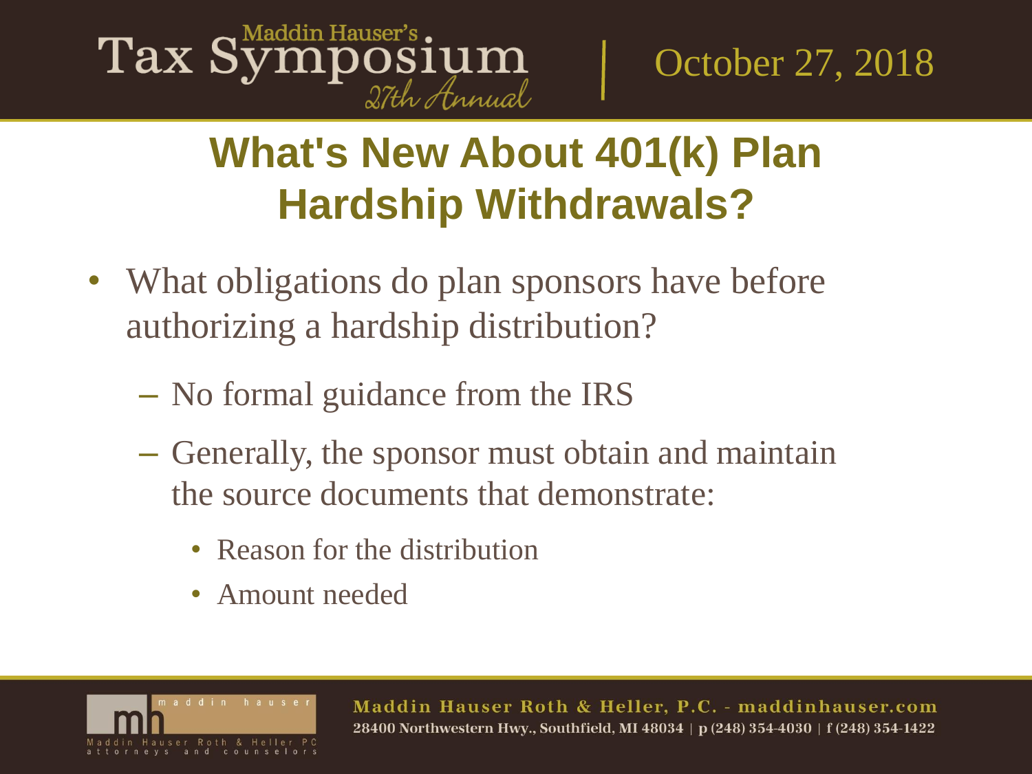# What's New About 401(k) Plan Hardship Withdrawals?

- What obligations do plan sponsors have before authorizing a hardship distribution?
  - No formal guidance from the IRS
  - Generally, the sponsor must obtain and maintain the source documents that demonstrate:
    - Reason for the distribution
    - Amount needed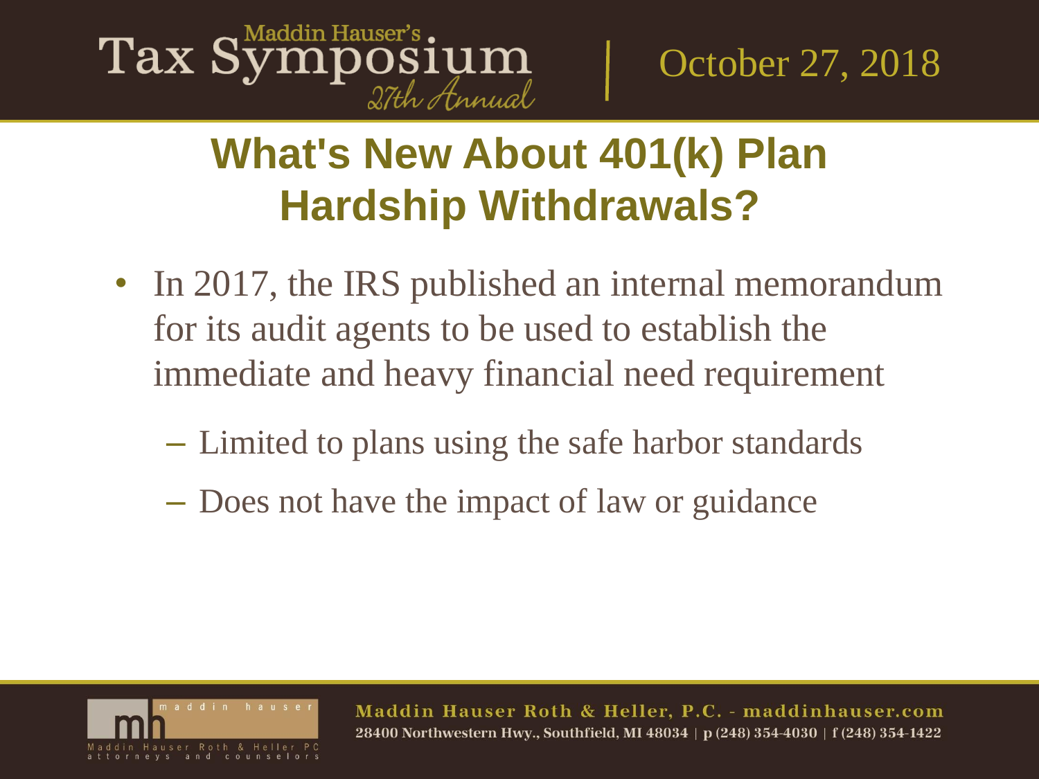# What's New About 401(k) Plan Hardship Withdrawals?

- In 2017, the IRS published an internal memorandum for its audit agents to be used to establish the immediate and heavy financial need requirement
  - Limited to plans using the safe harbor standards
  - Does not have the impact of law or guidance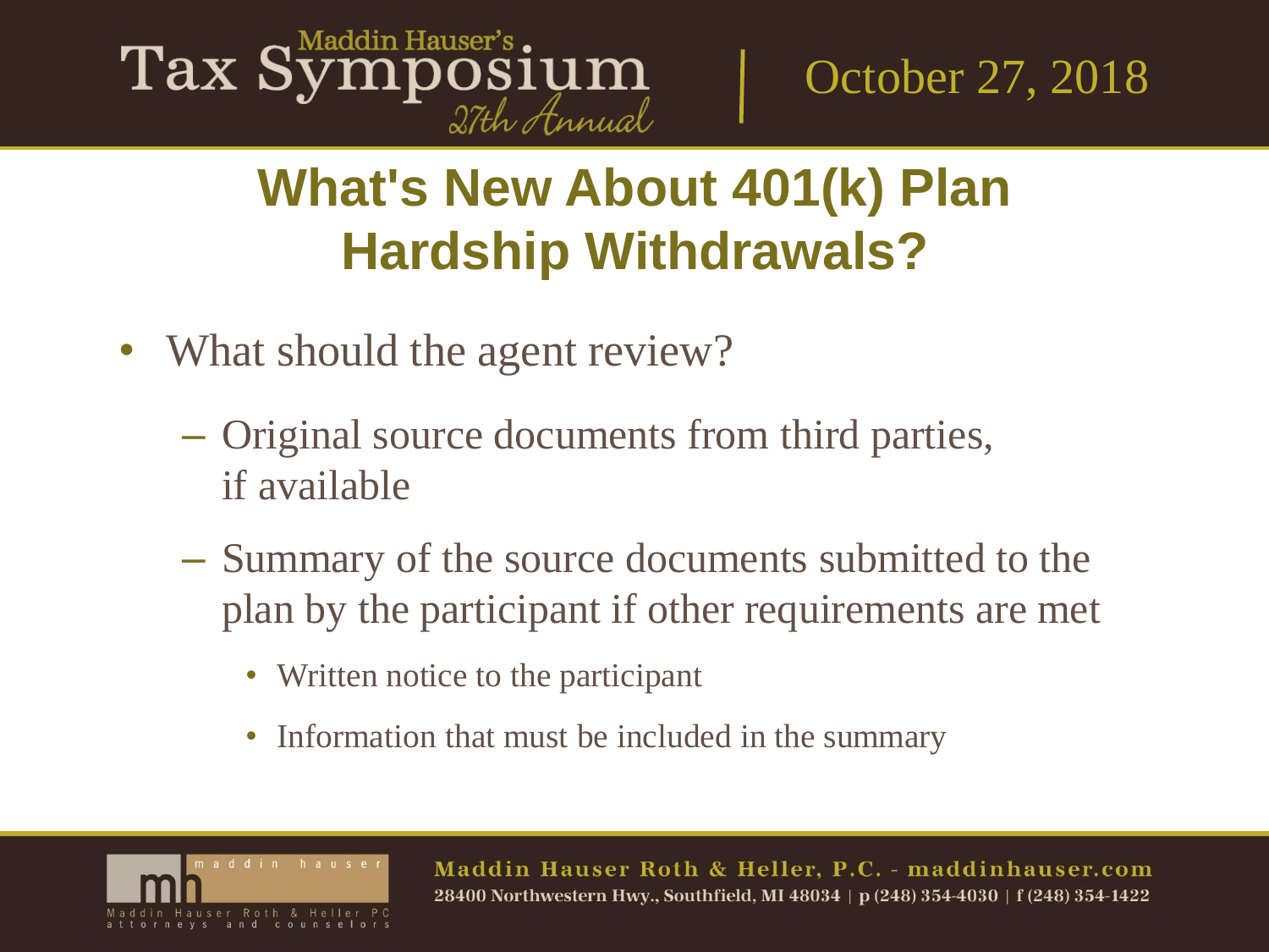# What's New About 401(k) Plan Hardship Withdrawals?

- What should the agent review?
  - Original source documents from third parties, if available
  - Summary of the source documents submitted to the plan by the participant if other requirements are met
    - Written notice to the participant
    - Information that must be included in the summary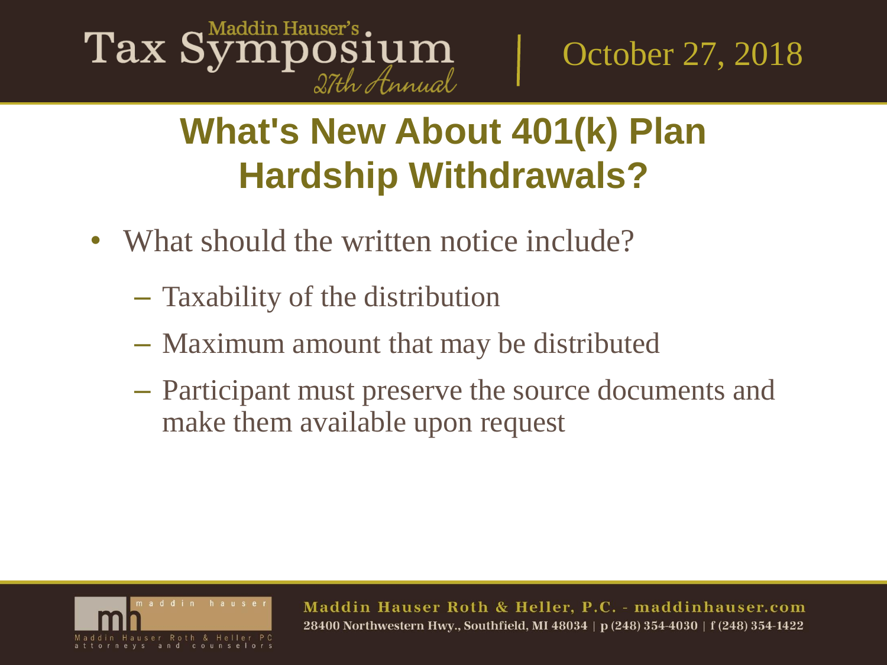# What's New About 401(k) Plan Hardship Withdrawals?

- What should the written notice include?
  - Taxability of the distribution
  - Maximum amount that may be distributed
  - Participant must preserve the source documents and make them available upon request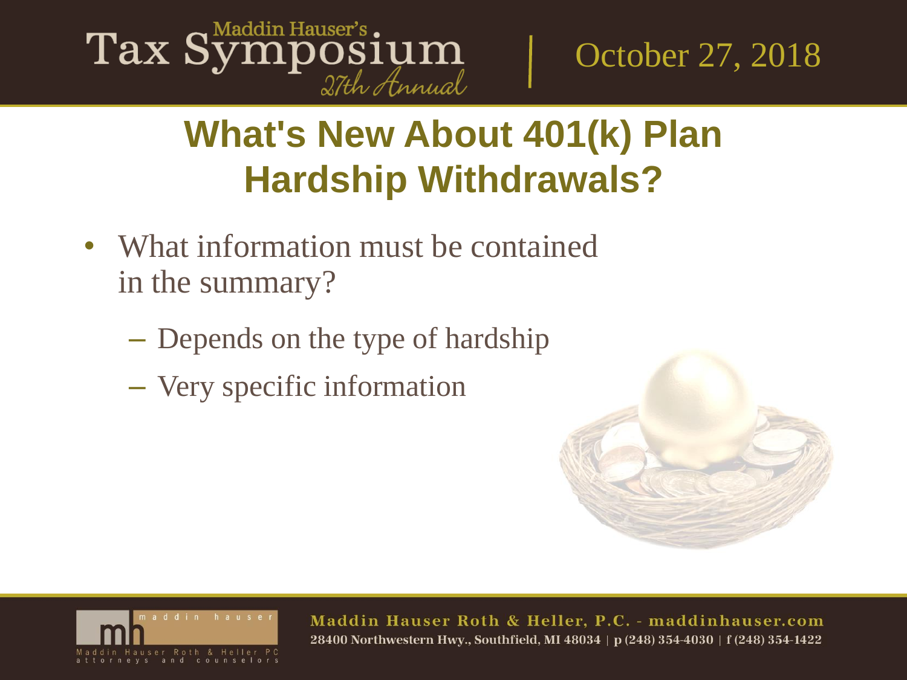# What's New About 401(k) Plan Hardship Withdrawals?

- What information must be contained in the summary?
  - Depends on the type of hardship
  - Very specific information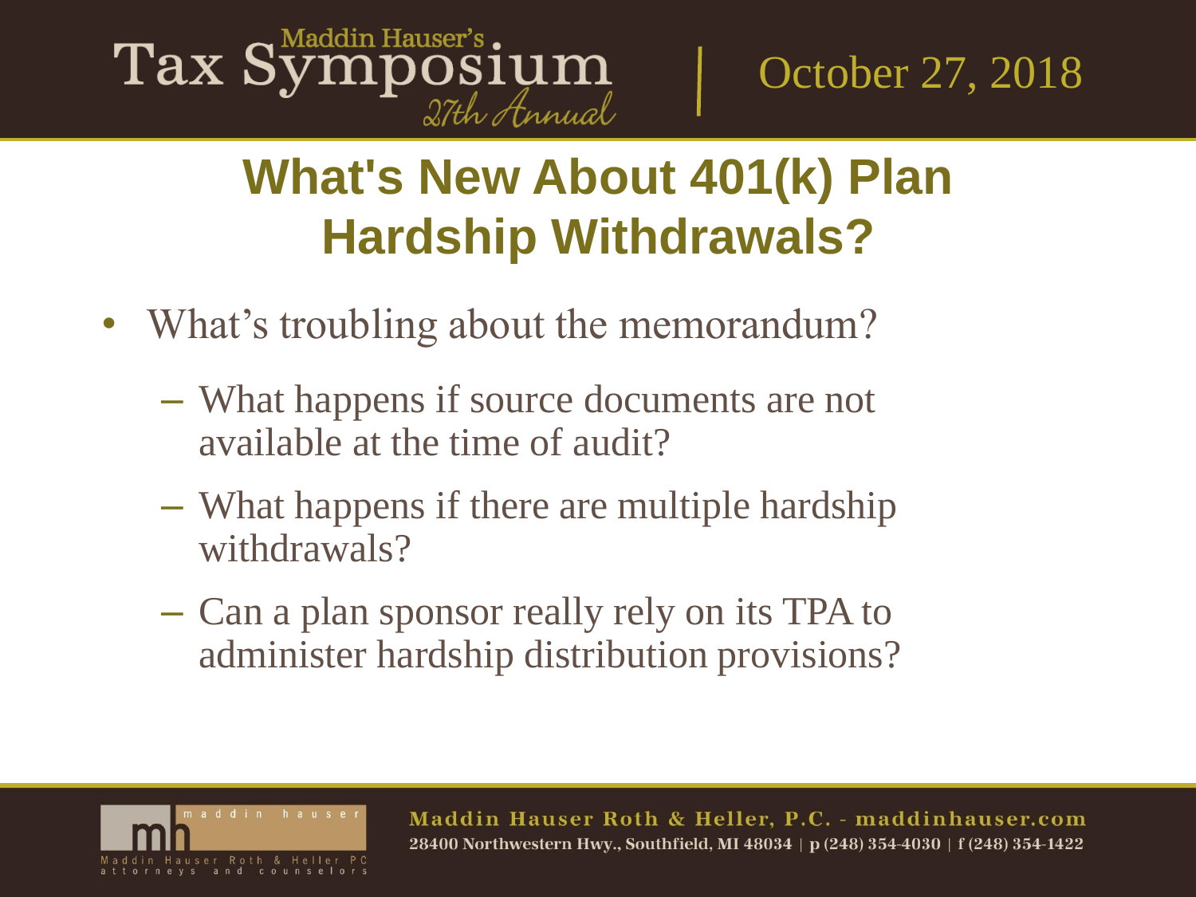## What's New About 401(k) Plan Hardship Withdrawals?

- What's troubling about the memorandum?
  - What happens if source documents are not available at the time of audit?
  - What happens if there are multiple hardship withdrawals?
  - Can a plan sponsor really rely on its TPA to administer hardship distribution provisions?